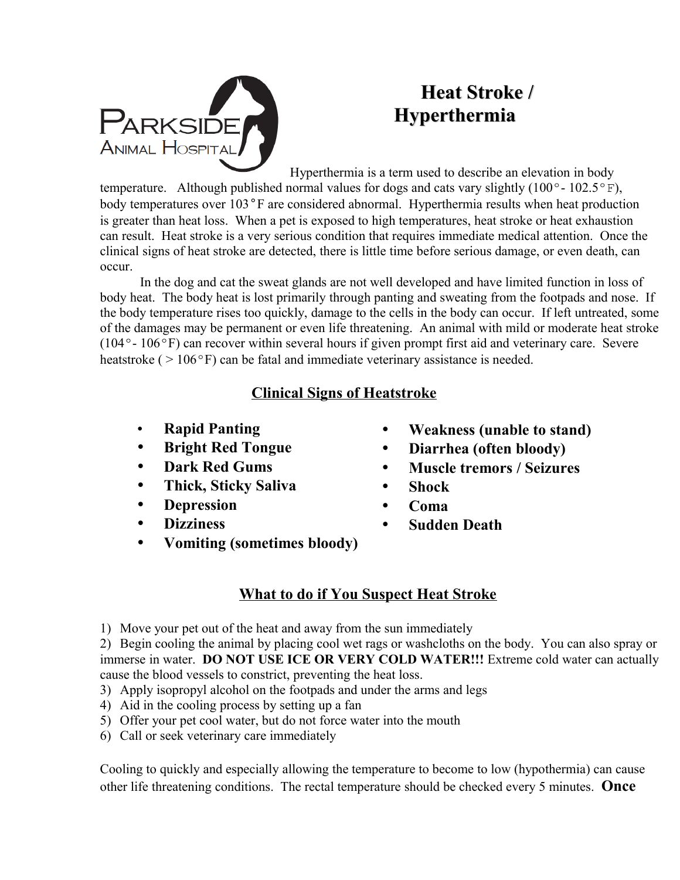PARKSIDE ANIMAL HOSPITAL

# Heat Stroke / Hyperthermia

Hyperthermia is a term used to describe an elevation in body temperature. Although published normal values for dogs and cats vary slightly (100° - 102.5°F), body temperatures over 103°F are considered abnormal. Hyperthermia results when heat production is greater than heat loss. When a pet is exposed to high temperatures, heat stroke or heat exhaustion can result. Heat stroke is a very serious condition that requires immediate medical attention. Once the clinical signs of heat stroke are detected, there is little time before serious damage, or even death, can occur.

In the dog and cat the sweat glands are not well developed and have limited function in loss of body heat. The body heat is lost primarily through panting and sweating from the footpads and nose. If the body temperature rises too quickly, damage to the cells in the body can occur. If left untreated, some of the damages may be permanent or even life threatening. An animal with mild or moderate heat stroke (104° - 106°F) can recover within several hours if given prompt first aid and veterinary care. Severe heatstroke ( > 106°F) can be fatal and immediate veterinary assistance is needed.

## Clinical Signs of Heatstroke

- **Rapid Panting**
- **Bright Red Tongue**
- **Dark Red Gums**
- **Thick, Sticky Saliva**
- **Depression**
- **Dizziness**
- **Vomiting (sometimes bloody)**
- **Weakness (unable to stand)**
- **Diarrhea (often bloody)**
- **Muscle tremors / Seizures**
- **Shock**
- **Coma**
- **Sudden Death**

## What to do if You Suspect Heat Stroke

1) Move your pet out of the heat and away from the sun immediately
2) Begin cooling the animal by placing cool wet rags or washcloths on the body. You can also spray or immerse in water. **DO NOT USE ICE OR VERY COLD WATER!!!** Extreme cold water can actually cause the blood vessels to constrict, preventing the heat loss.
3) Apply isopropyl alcohol on the footpads and under the arms and legs
4) Aid in the cooling process by setting up a fan
5) Offer your pet cool water, but do not force water into the mouth
6) Call or seek veterinary care immediately

Cooling to quickly and especially allowing the temperature to become to low (hypothermia) can cause other life threatening conditions. The rectal temperature should be checked every 5 minutes. **Once**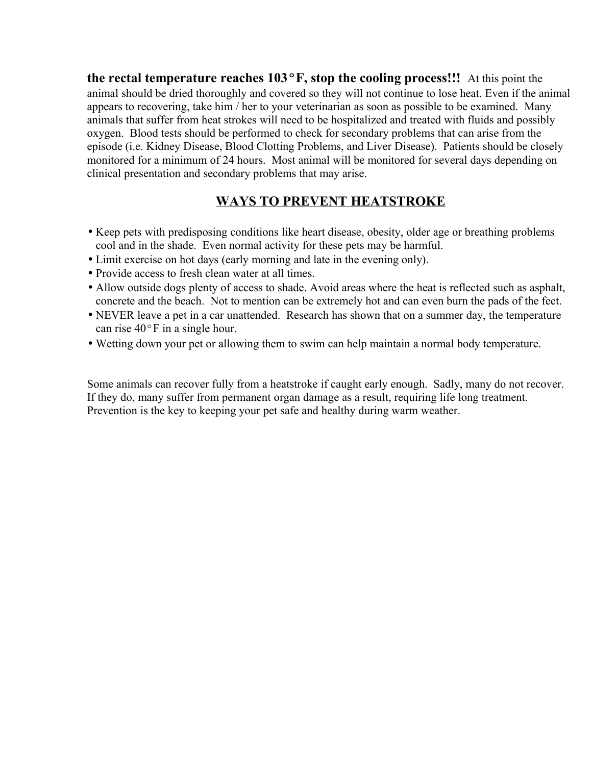**the rectal temperature reaches 103°F, stop the cooling process!!!** At this point the animal should be dried thoroughly and covered so they will not continue to lose heat. Even if the animal appears to recovering, take him / her to your veterinarian as soon as possible to be examined. Many animals that suffer from heat strokes will need to be hospitalized and treated with fluids and possibly oxygen. Blood tests should be performed to check for secondary problems that can arise from the episode (i.e. Kidney Disease, Blood Clotting Problems, and Liver Disease). Patients should be closely monitored for a minimum of 24 hours. Most animal will be monitored for several days depending on clinical presentation and secondary problems that may arise.

## WAYS TO PREVENT HEATSTROKE

- Keep pets with predisposing conditions like heart disease, obesity, older age or breathing problems cool and in the shade. Even normal activity for these pets may be harmful.
- Limit exercise on hot days (early morning and late in the evening only).
- Provide access to fresh clean water at all times.
- Allow outside dogs plenty of access to shade. Avoid areas where the heat is reflected such as asphalt, concrete and the beach. Not to mention can be extremely hot and can even burn the pads of the feet.
- NEVER leave a pet in a car unattended. Research has shown that on a summer day, the temperature can rise 40°F in a single hour.
- Wetting down your pet or allowing them to swim can help maintain a normal body temperature.

Some animals can recover fully from a heatstroke if caught early enough. Sadly, many do not recover. If they do, many suffer from permanent organ damage as a result, requiring life long treatment. Prevention is the key to keeping your pet safe and healthy during warm weather.